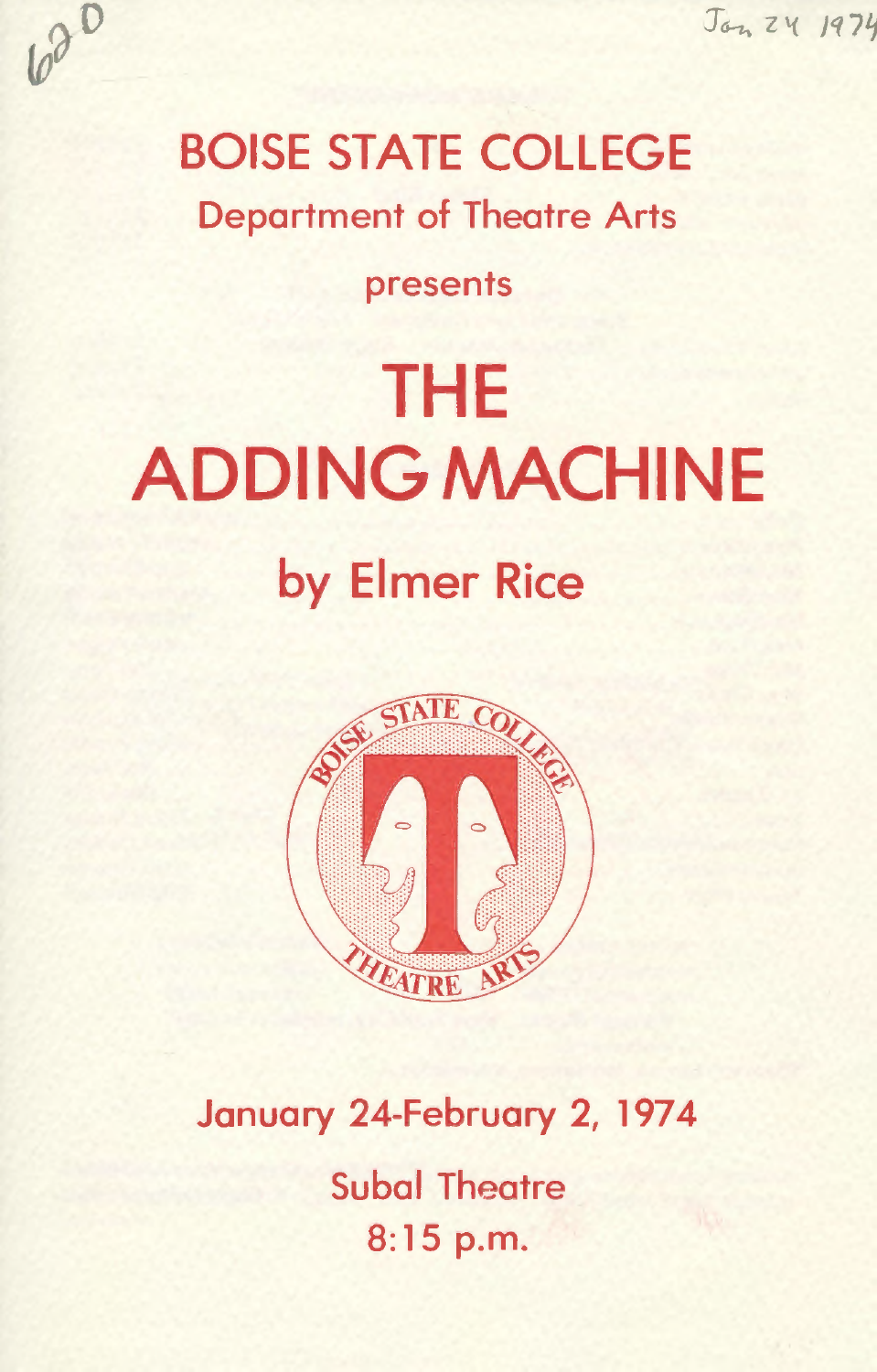# BOISE STATE COLLEGE

## Department of Theatre Arts

presents

# THE ADDING MACHINE

## by Elmer Rice

January 24-February 2, 1974

Subal Theatre

8:15 p.m.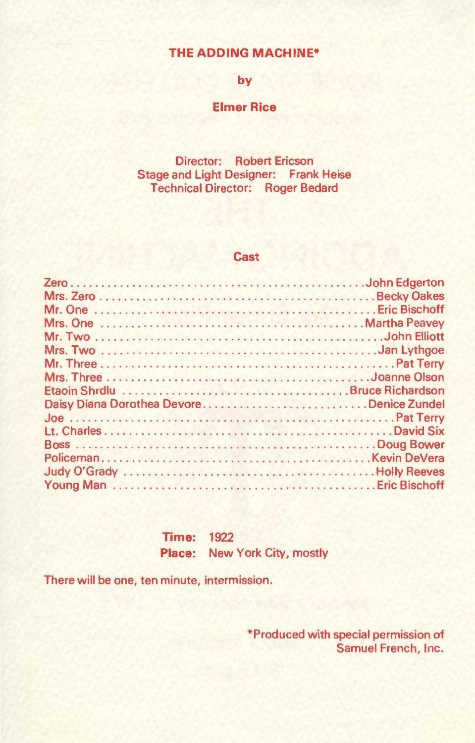# THE ADDING MACHINE*

by

**Elmer Rice**

Director: Robert Ericson
Stage and Light Designer: Frank Heise
Technical Director: Roger Bedard

## Cast

| Role | Actor |
|---|---|
| Zero | John Edgerton |
| Mrs. Zero | Becky Oakes |
| Mr. One | Eric Bischoff |
| Mrs. One | Martha Peavey |
| Mr. Two | John Elliott |
| Mrs. Two | Jan Lythgoe |
| Mr. Three | Pat Terry |
| Mrs. Three | Joanne Olson |
| Etaoin Shrdlu | Bruce Richardson |
| Daisy Diana Dorothea Devore | Denice Zundel |
| Joe | Pat Terry |
| Lt. Charles | David Six |
| Boss | Doug Bower |
| Policeman | Kevin DeVera |
| Judy O'Grady | Holly Reeves |
| Young Man | Eric Bischoff |

**Time:** 1922
**Place:** New York City, mostly

There will be one, ten minute, intermission.

*Produced with special permission of Samuel French, Inc.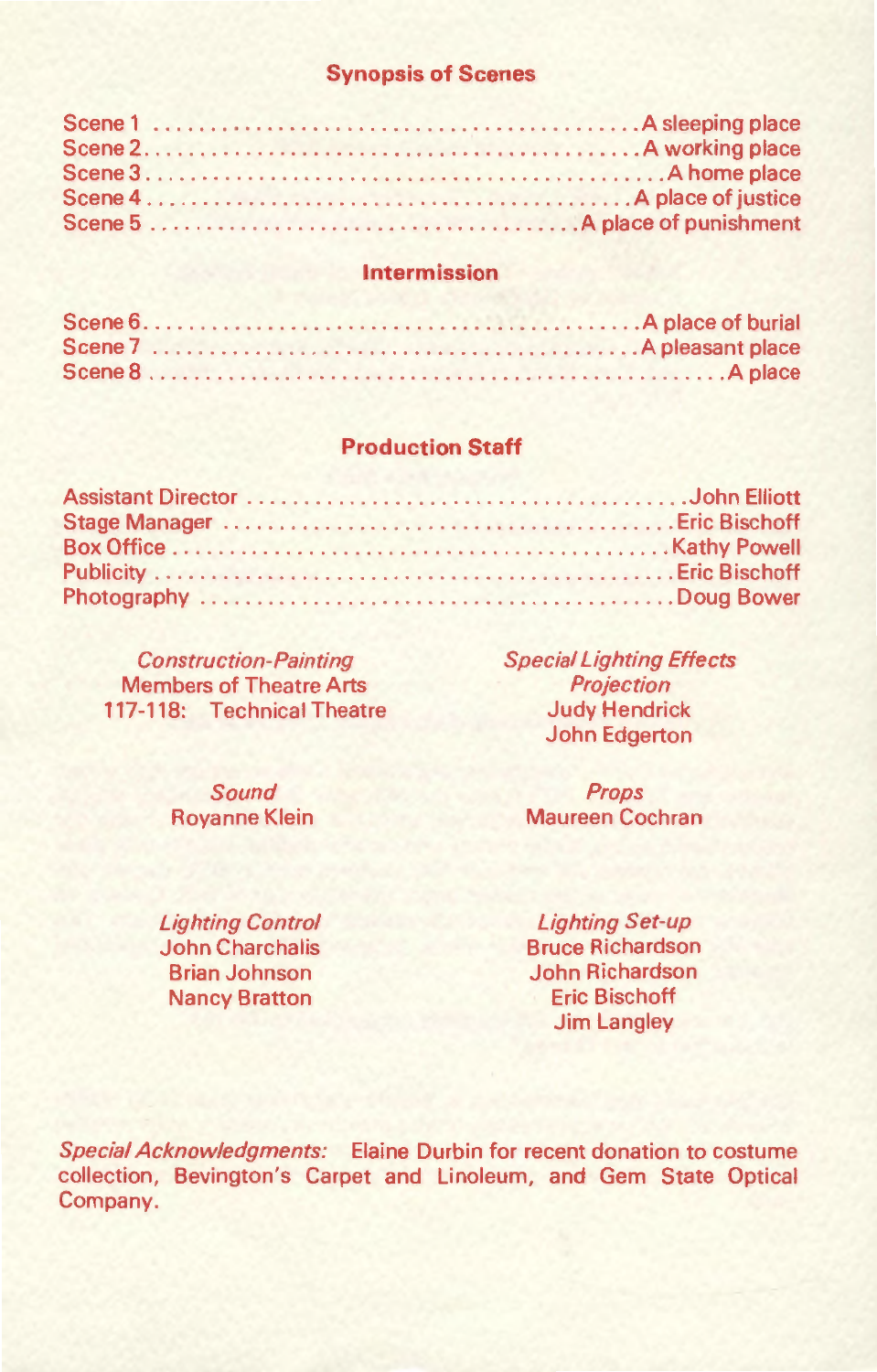## Synopsis of Scenes

Scene 1 .......................................... A sleeping place
Scene 2 .......................................... A working place
Scene 3 .......................................... A home place
Scene 4 .......................................... A place of justice
Scene 5 .......................................... A place of punishment

## Intermission

Scene 6 .......................................... A place of burial
Scene 7 .......................................... A pleasant place
Scene 8 .......................................... A place

## Production Staff

Assistant Director .......................................... John Elliott
Stage Manager .......................................... Eric Bischoff
Box Office .......................................... Kathy Powell
Publicity .......................................... Eric Bischoff
Photography .......................................... Doug Bower

*Construction-Painting*
Members of Theatre Arts
117-118: Technical Theatre

*Special Lighting Effects*
*Projection*
Judy Hendrick
John Edgerton

*Sound*
Royanne Klein

*Props*
Maureen Cochran

*Lighting Control*
John Charchalis
Brian Johnson
Nancy Bratton

*Lighting Set-up*
Bruce Richardson
John Richardson
Eric Bischoff
Jim Langley

*Special Acknowledgments:* Elaine Durbin for recent donation to costume collection, Bevington's Carpet and Linoleum, and Gem State Optical Company.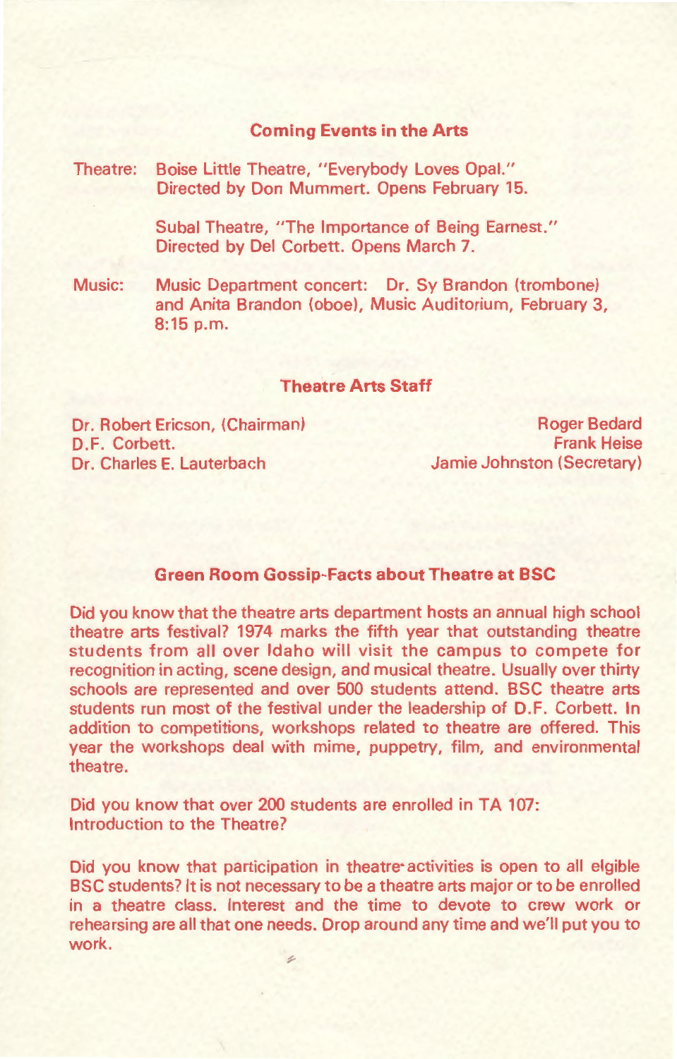## Coming Events in the Arts

Theatre: Boise Little Theatre, "Everybody Loves Opal." Directed by Don Mummert. Opens February 15.

Subal Theatre, "The Importance of Being Earnest." Directed by Del Corbett. Opens March 7.

Music: Music Department concert: Dr. Sy Brandon (trombone) and Anita Brandon (oboe), Music Auditorium, February 3, 8:15 p.m.

## Theatre Arts Staff

Dr. Robert Ericson, (Chairman)
D.F. Corbett.
Dr. Charles E. Lauterbach
Roger Bedard
Frank Heise
Jamie Johnston (Secretary)

## Green Room Gossip-Facts about Theatre at BSC

Did you know that the theatre arts department hosts an annual high school theatre arts festival? 1974 marks the fifth year that outstanding theatre students from all over Idaho will visit the campus to compete for recognition in acting, scene design, and musical theatre. Usually over thirty schools are represented and over 500 students attend. BSC theatre arts students run most of the festival under the leadership of D.F. Corbett. In addition to competitions, workshops related to theatre are offered. This year the workshops deal with mime, puppetry, film, and environmental theatre.

Did you know that over 200 students are enrolled in TA 107: Introduction to the Theatre?

Did you know that participation in theatre activities is open to all elgible BSC students? It is not necessary to be a theatre arts major or to be enrolled in a theatre class. Interest and the time to devote to crew work or rehearsing are all that one needs. Drop around any time and we'll put you to work.